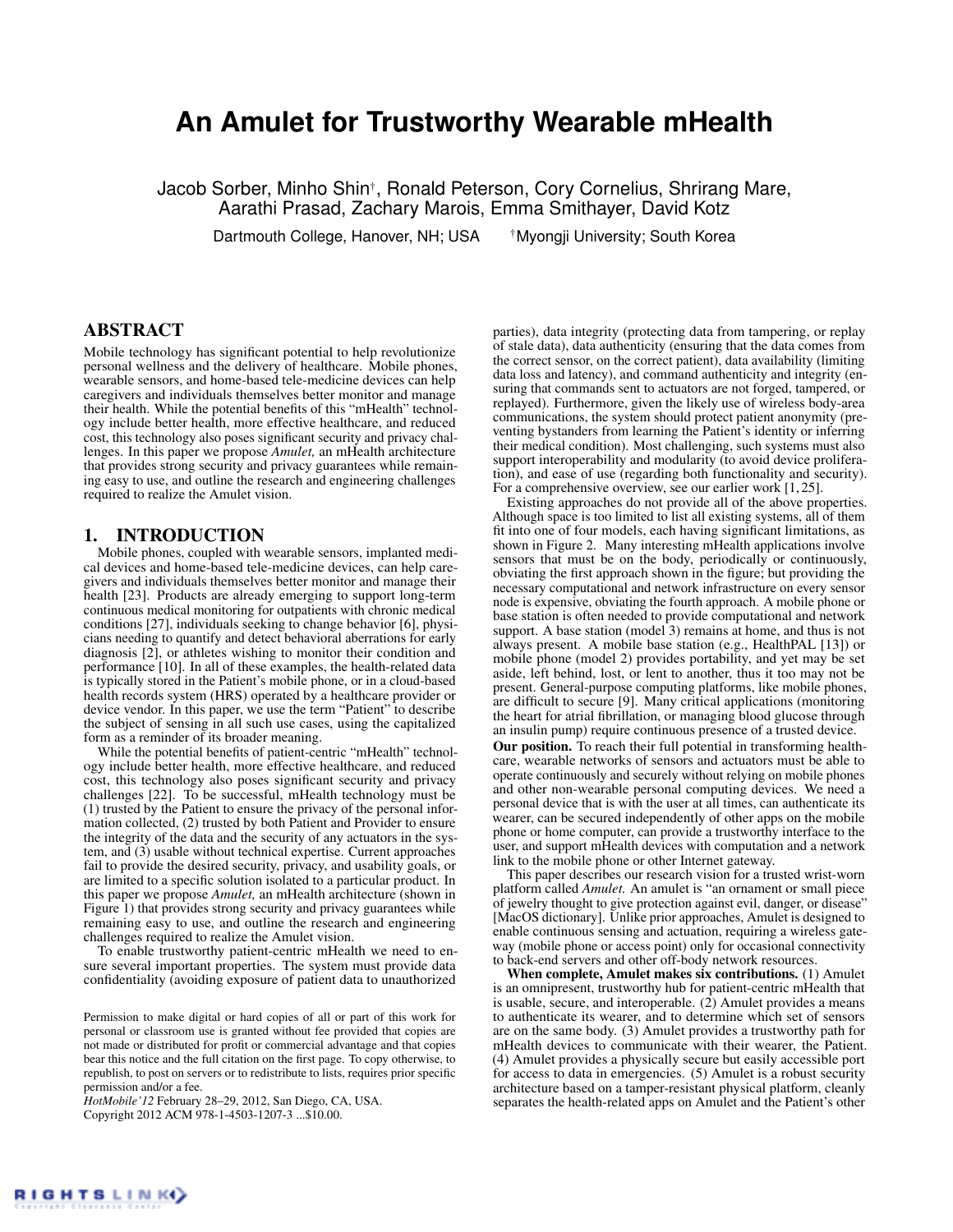# An Amulet for Trustworthy Wearable mHealth

Jacob Sorber, Minho Shin[†], Ronald Peterson, Cory Cornelius, Shrirang Mare, Aarathi Prasad, Zachary Marois, Emma Smithayer, David Kotz

Dartmouth College, Hanover, NH; USA [†]Myongji University; South Korea

## ABSTRACT

Mobile technology has significant potential to help revolutionize personal wellness and the delivery of healthcare. Mobile phones, wearable sensors, and home-based tele-medicine devices can help caregivers and individuals themselves better monitor and manage their health. While the potential benefits of this "mHealth" technology include better health, more effective healthcare, and reduced cost, this technology also poses significant security and privacy challenges. In this paper we propose *Amulet,* an mHealth architecture that provides strong security and privacy guarantees while remaining easy to use, and outline the research and engineering challenges required to realize the Amulet vision.

## 1. INTRODUCTION

Mobile phones, coupled with wearable sensors, implanted medical devices and home-based tele-medicine devices, can help caregivers and individuals themselves better monitor and manage their health [23]. Products are already emerging to support long-term continuous medical monitoring for outpatients with chronic medical conditions [27], individuals seeking to change behavior [6], physicians needing to quantify and detect behavioral aberrations for early diagnosis [2], or athletes wishing to monitor their condition and performance [10]. In all of these examples, the health-related data is typically stored in the Patient's mobile phone, or in a cloud-based health records system (HRS) operated by a healthcare provider or device vendor. In this paper, we use the term "Patient" to describe the subject of sensing in all such use cases, using the capitalized form as a reminder of its broader meaning.

While the potential benefits of patient-centric "mHealth" technology include better health, more effective healthcare, and reduced cost, this technology also poses significant security and privacy challenges [22]. To be successful, mHealth technology must be (1) trusted by the Patient to ensure the privacy of the personal information collected, (2) trusted by both Patient and Provider to ensure the integrity of the data and the security of any actuators in the system, and (3) usable without technical expertise. Current approaches fail to provide the desired security, privacy, and usability goals, or are limited to a specific solution isolated to a particular product. In this paper we propose *Amulet,* an mHealth architecture (shown in Figure 1) that provides strong security and privacy guarantees while remaining easy to use, and outline the research and engineering challenges required to realize the Amulet vision.

To enable trustworthy patient-centric mHealth we need to ensure several important properties. The system must provide data confidentiality (avoiding exposure of patient data to unauthorized parties), data integrity (protecting data from tampering, or replay of stale data), data authenticity (ensuring that the data comes from the correct sensor, on the correct patient), data availability (limiting data loss and latency), and command authenticity and integrity (ensuring that commands sent to actuators are not forged, tampered, or replayed). Furthermore, given the likely use of wireless body-area communications, the system should protect patient anonymity (preventing bystanders from learning the Patient's identity or inferring their medical condition). Most challenging, such systems must also support interoperability and modularity (to avoid device proliferation), and ease of use (regarding both functionality and security). For a comprehensive overview, see our earlier work [1, 25].

Existing approaches do not provide all of the above properties. Although space is too limited to list all existing systems, all of them fit into one of four models, each having significant limitations, as shown in Figure 2. Many interesting mHealth applications involve sensors that must be on the body, periodically or continuously, obviating the first approach shown in the figure; but providing the necessary computational and network infrastructure on every sensor node is expensive, obviating the fourth approach. A mobile phone or base station is often needed to provide computational and network support. A base station (model 3) remains at home, and thus is not always present. A mobile base station (e.g., HealthPAL [13]) or mobile phone (model 2) provides portability, and yet may be set aside, left behind, lost, or lent to another, thus it too may not be present. General-purpose computing platforms, like mobile phones, are difficult to secure [9]. Many critical applications (monitoring the heart for atrial fibrillation, or managing blood glucose through an insulin pump) require continuous presence of a trusted device.

**Our position.** To reach their full potential in transforming healthcare, wearable networks of sensors and actuators must be able to operate continuously and securely without relying on mobile phones and other non-wearable personal computing devices. We need a personal device that is with the user at all times, can authenticate its wearer, can be secured independently of other apps on the mobile phone or home computer, can provide a trustworthy interface to the user, and support mHealth devices with computation and a network link to the mobile phone or other Internet gateway.

This paper describes our research vision for a trusted wrist-worn platform called *Amulet.* An amulet is "an ornament or small piece of jewelry thought to give protection against evil, danger, or disease" [MacOS dictionary]. Unlike prior approaches, Amulet is designed to enable continuous sensing and actuation, requiring a wireless gateway (mobile phone or access point) only for occasional connectivity to back-end servers and other off-body network resources.

**When complete, Amulet makes six contributions.** (1) Amulet is an omnipresent, trustworthy hub for patient-centric mHealth that is usable, secure, and interoperable. (2) Amulet provides a means to authenticate its wearer, and to determine which set of sensors are on the same body. (3) Amulet provides a trustworthy path for mHealth devices to communicate with their wearer, the Patient. (4) Amulet provides a physically secure but easily accessible port for access to data in emergencies. (5) Amulet is a robust security architecture based on a tamper-resistant physical platform, cleanly separates the health-related apps on Amulet and the Patient's other

Permission to make digital or hard copies of all or part of this work for personal or classroom use is granted without fee provided that copies are not made or distributed for profit or commercial advantage and that copies bear this notice and the full citation on the first page. To copy otherwise, to republish, to post on servers or to redistribute to lists, requires prior specific permission and/or a fee.
*HotMobile'12* February 28–29, 2012, San Diego, CA, USA.
Copyright 2012 ACM 978-1-4503-1207-3 ...$10.00.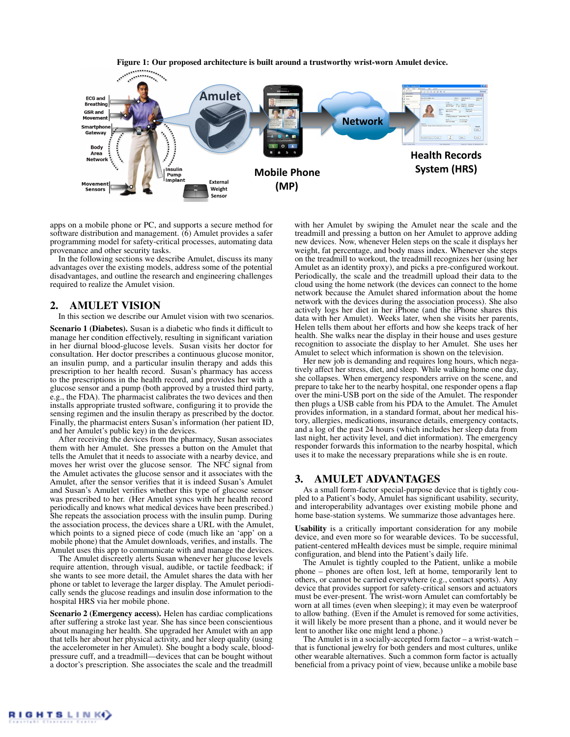**Figure 1: Our proposed architecture is built around a trustworthy wrist-worn Amulet device.**

apps on a mobile phone or PC, and supports a secure method for software distribution and management. (6) Amulet provides a safer programming model for safety-critical processes, automating data provenance and other security tasks.

In the following sections we describe Amulet, discuss its many advantages over the existing models, address some of the potential disadvantages, and outline the research and engineering challenges required to realize the Amulet vision.

## 2. AMULET VISION

In this section we describe our Amulet vision with two scenarios.

**Scenario 1 (Diabetes).** Susan is a diabetic who finds it difficult to manage her condition effectively, resulting in significant variation in her diurnal blood-glucose levels. Susan visits her doctor for consultation. Her doctor prescribes a continuous glucose monitor, an insulin pump, and a particular insulin therapy and adds this prescription to her health record. Susan's pharmacy has access to the prescriptions in the health record, and provides her with a glucose sensor and a pump (both approved by a trusted third party, e.g., the FDA). The pharmacist calibrates the two devices and then installs appropriate trusted software, configuring it to provide the sensing regimen and the insulin therapy as prescribed by the doctor. Finally, the pharmacist enters Susan's information (her patient ID, and her Amulet's public key) in the devices.

After receiving the devices from the pharmacy, Susan associates them with her Amulet. She presses a button on the Amulet that tells the Amulet that it needs to associate with a nearby device, and moves her wrist over the glucose sensor. The NFC signal from the Amulet activates the glucose sensor and it associates with the Amulet, after the sensor verifies that it is indeed Susan's Amulet and Susan's Amulet verifies whether this type of glucose sensor was prescribed to her. (Her Amulet syncs with her health record periodically and knows what medical devices have been prescribed.) She repeats the association process with the insulin pump. During the association process, the devices share a URL with the Amulet, which points to a signed piece of code (much like an 'app' on a mobile phone) that the Amulet downloads, verifies, and installs. The Amulet uses this app to communicate with and manage the devices.

The Amulet discreetly alerts Susan whenever her glucose levels require attention, through visual, audible, or tactile feedback; if she wants to see more detail, the Amulet shares the data with her phone or tablet to leverage the larger display. The Amulet periodically sends the glucose readings and insulin dose information to the hospital HRS via her mobile phone.

**Scenario 2 (Emergency access).** Helen has cardiac complications after suffering a stroke last year. She has since been conscientious about managing her health. She upgraded her Amulet with an app that tells her about her physical activity, and her sleep quality (using the accelerometer in her Amulet). She bought a body scale, blood-pressure cuff, and a treadmill—devices that can be bought without a doctor's prescription. She associates the scale and the treadmill with her Amulet by swiping the Amulet near the scale and the treadmill and pressing a button on her Amulet to approve adding new devices. Now, whenever Helen steps on the scale it displays her weight, fat percentage, and body mass index. Whenever she steps on the treadmill to workout, the treadmill recognizes her (using her Amulet as an identity proxy), and picks a pre-configured workout. Periodically, the scale and the treadmill upload their data to the cloud using the home network (the devices can connect to the home network because the Amulet shared information about the home network with the devices during the association process). She also actively logs her diet in her iPhone (and the iPhone shares this data with her Amulet). Weeks later, when she visits her parents, Helen tells them about her efforts and how she keeps track of her health. She walks near the display in their house and uses gesture recognition to associate the display to her Amulet. She uses her Amulet to select which information is shown on the television.

Her new job is demanding and requires long hours, which negatively affect her stress, diet, and sleep. While walking home one day, she collapses. When emergency responders arrive on the scene, and prepare to take her to the nearby hospital, one responder opens a flap over the mini-USB port on the side of the Amulet. The responder then plugs a USB cable from his PDA to the Amulet. The Amulet provides information, in a standard format, about her medical history, allergies, medications, insurance details, emergency contacts, and a log of the past 24 hours (which includes her sleep data from last night, her activity level, and diet information). The emergency responder forwards this information to the nearby hospital, which uses it to make the necessary preparations while she is en route.

## 3. AMULET ADVANTAGES

As a small form-factor special-purpose device that is tightly coupled to a Patient's body, Amulet has significant usability, security, and interoperability advantages over existing mobile phone and home base-station systems. We summarize those advantages here.

**Usability** is a critically important consideration for any mobile device, and even more so for wearable devices. To be successful, patient-centered mHealth devices must be simple, require minimal configuration, and blend into the Patient's daily life.

The Amulet is tightly coupled to the Patient, unlike a mobile phone – phones are often lost, left at home, temporarily lent to others, or cannot be carried everywhere (e.g., contact sports). Any device that provides support for safety-critical sensors and actuators must be ever-present. The wrist-worn Amulet can comfortably be worn at all times (even when sleeping); it may even be waterproof to allow bathing. (Even if the Amulet is removed for some activities, it will likely be more present than a phone, and it would never be lent to another like one might lend a phone.)

The Amulet is in a socially-accepted form factor – a wrist-watch – that is suitable jewelry for both genders and most cultures, unlike other wearable alternatives. Such a common form factor is actually beneficial from a privacy point of view, because unlike a mobile base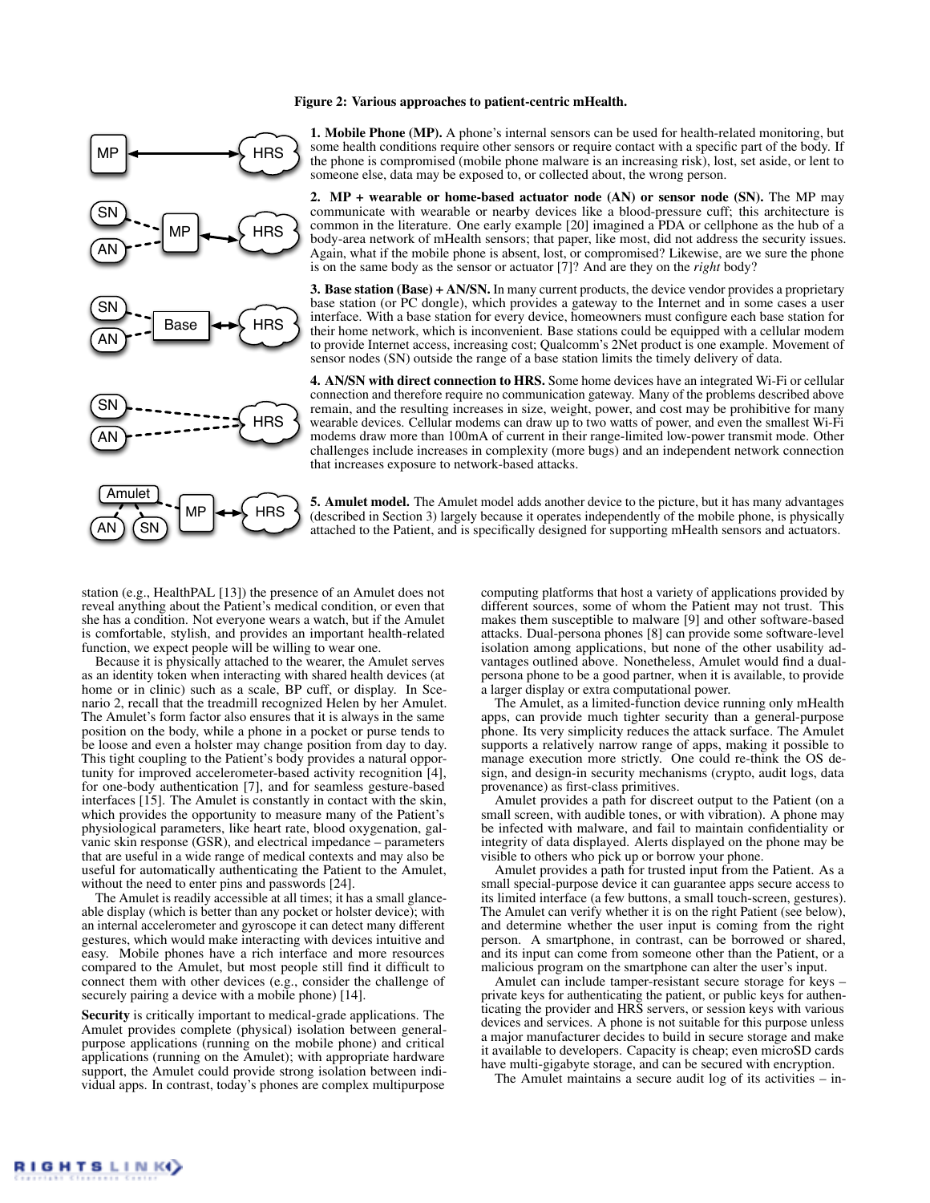**Figure 2: Various approaches to patient-centric mHealth.**

**1. Mobile Phone (MP).** A phone's internal sensors can be used for health-related monitoring, but some health conditions require other sensors or require contact with a specific part of the body. If the phone is compromised (mobile phone malware is an increasing risk), lost, set aside, or lent to someone else, data may be exposed to, or collected about, the wrong person.

**2. MP + wearable or home-based actuator node (AN) or sensor node (SN).** The MP may communicate with wearable or nearby devices like a blood-pressure cuff; this architecture is common in the literature. One early example [20] imagined a PDA or cellphone as the hub of a body-area network of mHealth sensors; that paper, like most, did not address the security issues. Again, what if the mobile phone is absent, lost, or compromised? Likewise, are we sure the phone is on the same body as the sensor or actuator [7]? And are they on the *right* body?

**3. Base station (Base) + AN/SN.** In many current products, the device vendor provides a proprietary base station (or PC dongle), which provides a gateway to the Internet and in some cases a user interface. With a base station for every device, homeowners must configure each base station for their home network, which is inconvenient. Base stations could be equipped with a cellular modem to provide Internet access, increasing cost; Qualcomm's 2Net product is one example. Movement of sensor nodes (SN) outside the range of a base station limits the timely delivery of data.

**4. AN/SN with direct connection to HRS.** Some home devices have an integrated Wi-Fi or cellular connection and therefore require no communication gateway. Many of the problems described above remain, and the resulting increases in size, weight, power, and cost may be prohibitive for many wearable devices. Cellular modems can draw up to two watts of power, and even the smallest Wi-Fi modems draw more than 100mA of current in their range-limited low-power transmit mode. Other challenges include increases in complexity (more bugs) and an independent network connection that increases exposure to network-based attacks.

**5. Amulet model.** The Amulet model adds another device to the picture, but it has many advantages (described in Section 3) largely because it operates independently of the mobile phone, is physically attached to the Patient, and is specifically designed for supporting mHealth sensors and actuators.

station (e.g., HealthPAL [13]) the presence of an Amulet does not reveal anything about the Patient's medical condition, or even that she has a condition. Not everyone wears a watch, but if the Amulet is comfortable, stylish, and provides an important health-related function, we expect people will be willing to wear one.

Because it is physically attached to the wearer, the Amulet serves as an identity token when interacting with shared health devices (at home or in clinic) such as a scale, BP cuff, or display. In Scenario 2, recall that the treadmill recognized Helen by her Amulet. The Amulet's form factor also ensures that it is always in the same position on the body, while a phone in a pocket or purse tends to be loose and even a holster may change position from day to day. This tight coupling to the Patient's body provides a natural opportunity for improved accelerometer-based activity recognition [4], for one-body authentication [7], and for seamless gesture-based interfaces [15]. The Amulet is constantly in contact with the skin, which provides the opportunity to measure many of the Patient's physiological parameters, like heart rate, blood oxygenation, galvanic skin response (GSR), and electrical impedance – parameters that are useful in a wide range of medical contexts and may also be useful for automatically authenticating the Patient to the Amulet, without the need to enter pins and passwords [24].

The Amulet is readily accessible at all times; it has a small glanceable display (which is better than any pocket or holster device); with an internal accelerometer and gyroscope it can detect many different gestures, which would make interacting with devices intuitive and easy. Mobile phones have a rich interface and more resources compared to the Amulet, but most people still find it difficult to connect them with other devices (e.g., consider the challenge of securely pairing a device with a mobile phone) [14].

**Security** is critically important to medical-grade applications. The Amulet provides complete (physical) isolation between general-purpose applications (running on the mobile phone) and critical applications (running on the Amulet); with appropriate hardware support, the Amulet could provide strong isolation between individual apps. In contrast, today's phones are complex multipurpose computing platforms that host a variety of applications provided by different sources, some of whom the Patient may not trust. This makes them susceptible to malware [9] and other software-based attacks. Dual-persona phones [8] can provide some software-level isolation among applications, but none of the other usability advantages outlined above. Nonetheless, Amulet would find a dual-persona phone to be a good partner, when it is available, to provide a larger display or extra computational power.

The Amulet, as a limited-function device running only mHealth apps, can provide much tighter security than a general-purpose phone. Its very simplicity reduces the attack surface. The Amulet supports a relatively narrow range of apps, making it possible to manage execution more strictly. One could re-think the OS design, and design-in security mechanisms (crypto, audit logs, data provenance) as first-class primitives.

Amulet provides a path for discreet output to the Patient (on a small screen, with audible tones, or with vibration). A phone may be infected with malware, and fail to maintain confidentiality or integrity of data displayed. Alerts displayed on the phone may be visible to others who pick up or borrow your phone.

Amulet provides a path for trusted input from the Patient. As a small special-purpose device it can guarantee apps secure access to its limited interface (a few buttons, a small touch-screen, gestures). The Amulet can verify whether it is on the right Patient (see below), and determine whether the user input is coming from the right person. A smartphone, in contrast, can be borrowed or shared, and its input can come from someone other than the Patient, or a malicious program on the smartphone can alter the user's input.

Amulet can include tamper-resistant secure storage for keys – private keys for authenticating the patient, or public keys for authenticating the provider and HRS servers, or session keys with various devices and services. A phone is not suitable for this purpose unless a major manufacturer decides to build in secure storage and make it available to developers. Capacity is cheap; even microSD cards have multi-gigabyte storage, and can be secured with encryption.

The Amulet maintains a secure audit log of its activities – in-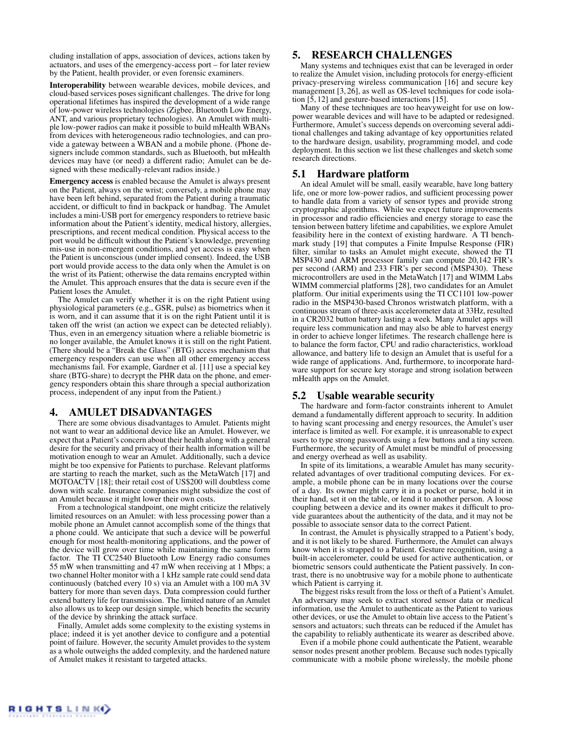cluding installation of apps, association of devices, actions taken by actuators, and uses of the emergency-access port – for later review by the Patient, health provider, or even forensic examiners.

**Interoperability** between wearable devices, mobile devices, and cloud-based services poses significant challenges. The drive for long operational lifetimes has inspired the development of a wide range of low-power wireless technologies (Zigbee, Bluetooth Low Energy, ANT, and various proprietary technologies). An Amulet with multiple low-power radios can make it possible to build mHealth WBANs from devices with heterogeneous radio technologies, and can provide a gateway between a WBAN and a mobile phone. (Phone designers include common standards, such as Bluetooth, but mHealth devices may have (or need) a different radio; Amulet can be designed with these medically-relevant radios inside.)

**Emergency access** is enabled because the Amulet is always present on the Patient, always on the wrist; conversely, a mobile phone may have been left behind, separated from the Patient during a traumatic accident, or difficult to find in backpack or handbag. The Amulet includes a mini-USB port for emergency responders to retrieve basic information about the Patient's identity, medical history, allergies, prescriptions, and recent medical condition. Physical access to the port would be difficult without the Patient's knowledge, preventing mis-use in non-emergent conditions, and yet access is easy when the Patient is unconscious (under implied consent). Indeed, the USB port would provide access to the data only when the Amulet is on the wrist of its Patient; otherwise the data remains encrypted within the Amulet. This approach ensures that the data is secure even if the Patient loses the Amulet.

The Amulet can verify whether it is on the right Patient using physiological parameters (e.g., GSR, pulse) as biometrics when it is worn, and it can assume that it is on the right Patient until it is taken off the wrist (an action we expect can be detected reliably). Thus, even in an emergency situation where a reliable biometric is no longer available, the Amulet knows it is still on the right Patient. (There should be a "Break the Glass" (BTG) access mechanism that emergency responders can use when all other emergency access mechanisms fail. For example, Gardner et al. [11] use a special key share (BTG-share) to decrypt the PHR data on the phone, and emergency responders obtain this share through a special authorization process, independent of any input from the Patient.)

# 4. AMULET DISADVANTAGES

There are some obvious disadvantages to Amulet. Patients might not want to wear an additional device like an Amulet. However, we expect that a Patient's concern about their health along with a general desire for the security and privacy of their health information will be motivation enough to wear an Amulet. Additionally, such a device might be too expensive for Patients to purchase. Relevant platforms are starting to reach the market, such as the MetaWatch [17] and MOTOACTV [18]; their retail cost of US$200 will doubtless come down with scale. Insurance companies might subsidize the cost of an Amulet because it might lower their own costs.

From a technological standpoint, one might criticize the relatively limited resources on an Amulet: with less processing power than a mobile phone an Amulet cannot accomplish some of the things that a phone could. We anticipate that such a device will be powerful enough for most health-monitoring applications, and the power of the device will grow over time while maintaining the same form factor. The TI CC2540 Bluetooth Low Energy radio consumes 55 mW when transmitting and 47 mW when receiving at 1 Mbps; a two channel Holter monitor with a 1 kHz sample rate could send data continuously (batched every 10 s) via an Amulet with a 100 mA 3V battery for more than seven days. Data compression could further extend battery life for transmission. The limited nature of an Amulet also allows us to keep our design simple, which benefits the security of the device by shrinking the attack surface.

Finally, Amulet adds some complexity to the existing systems in place; indeed it is yet another device to configure and a potential point of failure. However, the security Amulet provides to the system as a whole outweighs the added complexity, and the hardened nature of Amulet makes it resistant to targeted attacks.

# 5. RESEARCH CHALLENGES

Many systems and techniques exist that can be leveraged in order to realize the Amulet vision, including protocols for energy-efficient privacy-preserving wireless communication [16] and secure key management [3, 26], as well as OS-level techniques for code isolation [5, 12] and gesture-based interactions [15].

Many of these techniques are too heavyweight for use on low-power wearable devices and will have to be adapted or redesigned. Furthermore, Amulet's success depends on overcoming several additional challenges and taking advantage of key opportunities related to the hardware design, usability, programming model, and code deployment. In this section we list these challenges and sketch some research directions.

## 5.1 Hardware platform

An ideal Amulet will be small, easily wearable, have long battery life, one or more low-power radios, and sufficient processing power to handle data from a variety of sensor types and provide strong cryptographic algorithms. While we expect future improvements in processor and radio efficiencies and energy storage to ease the tension between battery lifetime and capabilities, we explore Amulet feasibility here in the context of existing hardware. A TI benchmark study [19] that computes a Finite Impulse Response (FIR) filter, similar to tasks an Amulet might execute, showed the TI MSP430 and ARM processor family can compute 20,142 FIR's per second (ARM) and 233 FIR's per second (MSP430). These microcontrollers are used in the MetaWatch [17] and WIMM Labs WIMM commercial platforms [28], two candidates for an Amulet platform. Our initial experiments using the TI CC1101 low-power radio in the MSP430-based Chronos wristwatch platform, with a continuous stream of three-axis accelerometer data at 33Hz, resulted in a CR2032 button battery lasting a week. Many Amulet apps will require less communication and may also be able to harvest energy in order to achieve longer lifetimes. The research challenge here is to balance the form factor, CPU and radio characteristics, workload allowance, and battery life to design an Amulet that is useful for a wide range of applications. And, furthermore, to incorporate hardware support for secure key storage and strong isolation between mHealth apps on the Amulet.

## 5.2 Usable wearable security

The hardware and form-factor constraints inherent to Amulet demand a fundamentally different approach to security. In addition to having scant processing and energy resources, the Amulet's user interface is limited as well. For example, it is unreasonable to expect users to type strong passwords using a few buttons and a tiny screen. Furthermore, the security of Amulet must be mindful of processing and energy overhead as well as usability.

In spite of its limitations, a wearable Amulet has many security-related advantages of over traditional computing devices. For example, a mobile phone can be in many locations over the course of a day. Its owner might carry it in a pocket or purse, hold it in their hand, set it on the table, or lend it to another person. A loose coupling between a device and its owner makes it difficult to provide guarantees about the authenticity of the data, and it may not be possible to associate sensor data to the correct Patient.

In contrast, the Amulet is physically strapped to a Patient's body, and it is not likely to be shared. Furthermore, the Amulet can always know when it is strapped to a Patient. Gesture recognition, using a built-in accelerometer, could be used for active authentication, or biometric sensors could authenticate the Patient passively. In contrast, there is no unobtrusive way for a mobile phone to authenticate which Patient is carrying it.

The biggest risks result from the loss or theft of a Patient's Amulet. An adversary may seek to extract stored sensor data or medical information, use the Amulet to authenticate as the Patient to various other devices, or use the Amulet to obtain live access to the Patient's sensors and actuators; such threats can be reduced if the Amulet has the capability to reliably authenticate its wearer as described above.

Even if a mobile phone could authenticate the Patient, wearable sensor nodes present another problem. Because such nodes typically communicate with a mobile phone wirelessly, the mobile phone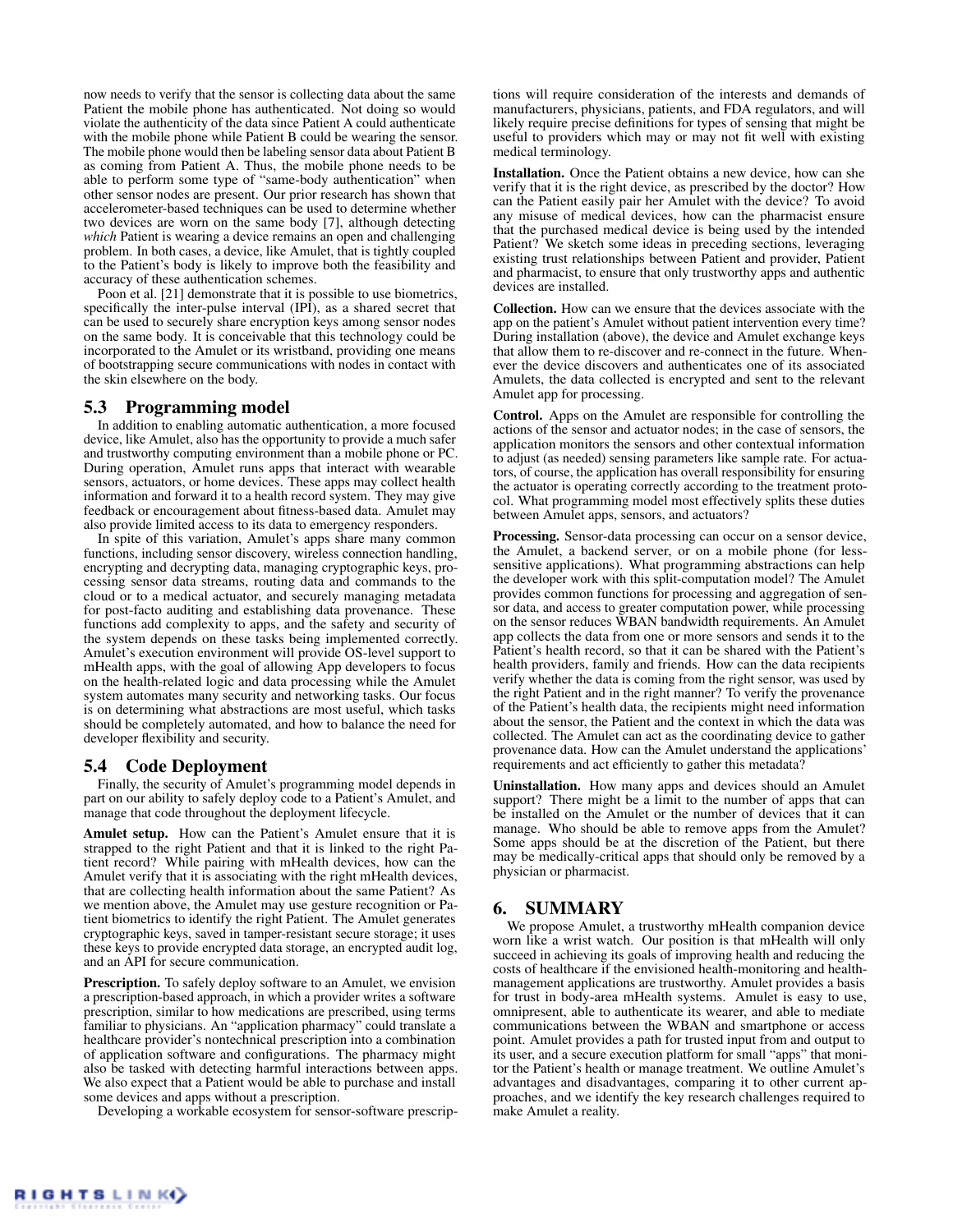now needs to verify that the sensor is collecting data about the same Patient the mobile phone has authenticated. Not doing so would violate the authenticity of the data since Patient A could authenticate with the mobile phone while Patient B could be wearing the sensor. The mobile phone would then be labeling sensor data about Patient B as coming from Patient A. Thus, the mobile phone needs to be able to perform some type of "same-body authentication" when other sensor nodes are present. Our prior research has shown that accelerometer-based techniques can be used to determine whether two devices are worn on the same body [7], although detecting *which* Patient is wearing a device remains an open and challenging problem. In both cases, a device, like Amulet, that is tightly coupled to the Patient's body is likely to improve both the feasibility and accuracy of these authentication schemes.

Poon et al. [21] demonstrate that it is possible to use biometrics, specifically the inter-pulse interval (IPI), as a shared secret that can be used to securely share encryption keys among sensor nodes on the same body. It is conceivable that this technology could be incorporated to the Amulet or its wristband, providing one means of bootstrapping secure communications with nodes in contact with the skin elsewhere on the body.

## 5.3 Programming model

In addition to enabling automatic authentication, a more focused device, like Amulet, also has the opportunity to provide a much safer and trustworthy computing environment than a mobile phone or PC. During operation, Amulet runs apps that interact with wearable sensors, actuators, or home devices. These apps may collect health information and forward it to a health record system. They may give feedback or encouragement about fitness-based data. Amulet may also provide limited access to its data to emergency responders.

In spite of this variation, Amulet's apps share many common functions, including sensor discovery, wireless connection handling, encrypting and decrypting data, managing cryptographic keys, processing sensor data streams, routing data and commands to the cloud or to a medical actuator, and securely managing metadata for post-facto auditing and establishing data provenance. These functions add complexity to apps, and the safety and security of the system depends on these tasks being implemented correctly. Amulet's execution environment will provide OS-level support to mHealth apps, with the goal of allowing App developers to focus on the health-related logic and data processing while the Amulet system automates many security and networking tasks. Our focus is on determining what abstractions are most useful, which tasks should be completely automated, and how to balance the need for developer flexibility and security.

## 5.4 Code Deployment

Finally, the security of Amulet's programming model depends in part on our ability to safely deploy code to a Patient's Amulet, and manage that code throughout the deployment lifecycle.

**Amulet setup.** How can the Patient's Amulet ensure that it is strapped to the right Patient and that it is linked to the right Patient record? While pairing with mHealth devices, how can the Amulet verify that it is associating with the right mHealth devices, that are collecting health information about the same Patient? As we mention above, the Amulet may use gesture recognition or Patient biometrics to identify the right Patient. The Amulet generates cryptographic keys, saved in tamper-resistant secure storage; it uses these keys to provide encrypted data storage, an encrypted audit log, and an API for secure communication.

**Prescription.** To safely deploy software to an Amulet, we envision a prescription-based approach, in which a provider writes a software prescription, similar to how medications are prescribed, using terms familiar to physicians. An "application pharmacy" could translate a healthcare provider's nontechnical prescription into a combination of application software and configurations. The pharmacy might also be tasked with detecting harmful interactions between apps. We also expect that a Patient would be able to purchase and install some devices and apps without a prescription.

Developing a workable ecosystem for sensor-software prescriptions will require consideration of the interests and demands of manufacturers, physicians, patients, and FDA regulators, and will likely require precise definitions for types of sensing that might be useful to providers which may or may not fit well with existing medical terminology.

**Installation.** Once the Patient obtains a new device, how can she verify that it is the right device, as prescribed by the doctor? How can the Patient easily pair her Amulet with the device? To avoid any misuse of medical devices, how can the pharmacist ensure that the purchased medical device is being used by the intended Patient? We sketch some ideas in preceding sections, leveraging existing trust relationships between Patient and provider, Patient and pharmacist, to ensure that only trustworthy apps and authentic devices are installed.

**Collection.** How can we ensure that the devices associate with the app on the patient's Amulet without patient intervention every time? During installation (above), the device and Amulet exchange keys that allow them to re-discover and re-connect in the future. Whenever the device discovers and authenticates one of its associated Amulets, the data collected is encrypted and sent to the relevant Amulet app for processing.

**Control.** Apps on the Amulet are responsible for controlling the actions of the sensor and actuator nodes; in the case of sensors, the application monitors the sensors and other contextual information to adjust (as needed) sensing parameters like sample rate. For actuators, of course, the application has overall responsibility for ensuring the actuator is operating correctly according to the treatment protocol. What programming model most effectively splits these duties between Amulet apps, sensors, and actuators?

**Processing.** Sensor-data processing can occur on a sensor device, the Amulet, a backend server, or on a mobile phone (for less-sensitive applications). What programming abstractions can help the developer work with this split-computation model? The Amulet provides common functions for processing and aggregation of sensor data, and access to greater computation power, while processing on the sensor reduces WBAN bandwidth requirements. An Amulet app collects the data from one or more sensors and sends it to the Patient's health record, so that it can be shared with the Patient's health providers, family and friends. How can the data recipients verify whether the data is coming from the right sensor, was used by the right Patient and in the right manner? To verify the provenance of the Patient's health data, the recipients might need information about the sensor, the Patient and the context in which the data was collected. The Amulet can act as the coordinating device to gather provenance data. How can the Amulet understand the applications' requirements and act efficiently to gather this metadata?

**Uninstallation.** How many apps and devices should an Amulet support? There might be a limit to the number of apps that can be installed on the Amulet or the number of devices that it can manage. Who should be able to remove apps from the Amulet? Some apps should be at the discretion of the Patient, but there may be medically-critical apps that should only be removed by a physician or pharmacist.

# 6. SUMMARY

We propose Amulet, a trustworthy mHealth companion device worn like a wrist watch. Our position is that mHealth will only succeed in achieving its goals of improving health and reducing the costs of healthcare if the envisioned health-monitoring and health-management applications are trustworthy. Amulet provides a basis for trust in body-area mHealth systems. Amulet is easy to use, omnipresent, able to authenticate its wearer, and able to mediate communications between the WBAN and smartphone or access point. Amulet provides a path for trusted input from and output to its user, and a secure execution platform for small "apps" that monitor the Patient's health or manage treatment. We outline Amulet's advantages and disadvantages, comparing it to other current approaches, and we identify the key research challenges required to make Amulet a reality.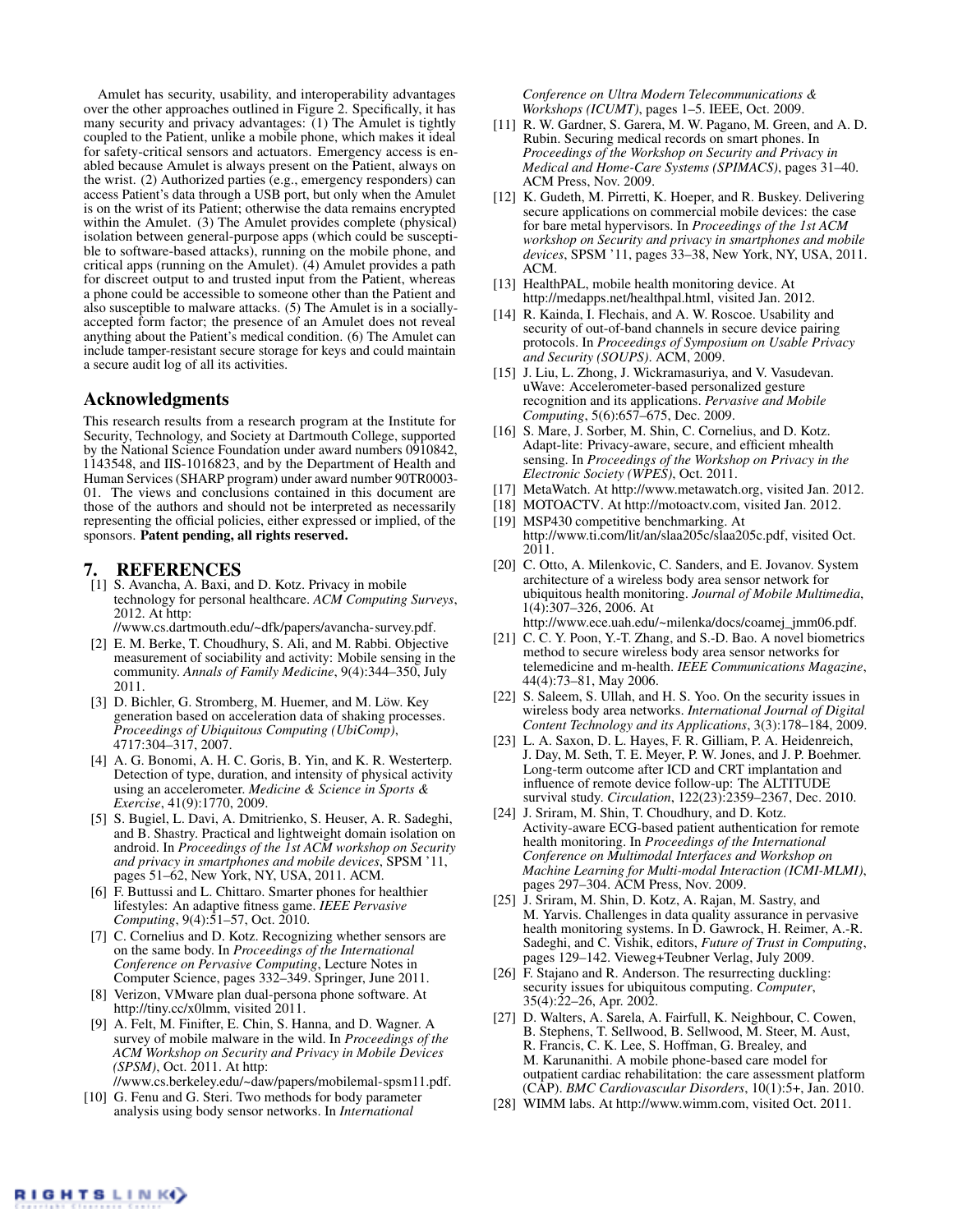Amulet has security, usability, and interoperability advantages over the other approaches outlined in Figure 2. Specifically, it has many security and privacy advantages: (1) The Amulet is tightly coupled to the Patient, unlike a mobile phone, which makes it ideal for safety-critical sensors and actuators. Emergency access is enabled because Amulet is always present on the Patient, always on the wrist. (2) Authorized parties (e.g., emergency responders) can access Patient's data through a USB port, but only when the Amulet is on the wrist of its Patient; otherwise the data remains encrypted within the Amulet. (3) The Amulet provides complete (physical) isolation between general-purpose apps (which could be susceptible to software-based attacks), running on the mobile phone, and critical apps (running on the Amulet). (4) Amulet provides a path for discreet output to and trusted input from the Patient, whereas a phone could be accessible to someone other than the Patient and also susceptible to malware attacks. (5) The Amulet is in a socially-accepted form factor; the presence of an Amulet does not reveal anything about the Patient's medical condition. (6) The Amulet can include tamper-resistant secure storage for keys and could maintain a secure audit log of all its activities.

## Acknowledgments

This research results from a research program at the Institute for Security, Technology, and Society at Dartmouth College, supported by the National Science Foundation under award numbers 0910842, 1143548, and IIS-1016823, and by the Department of Health and Human Services (SHARP program) under award number 90TR0003-01. The views and conclusions contained in this document are those of the authors and should not be interpreted as necessarily representing the official policies, either expressed or implied, of the sponsors. **Patent pending, all rights reserved.**

## 7. REFERENCES

[1] S. Avancha, A. Baxi, and D. Kotz. Privacy in mobile technology for personal healthcare. *ACM Computing Surveys*, 2012. At http://www.cs.dartmouth.edu/~dfk/papers/avancha-survey.pdf.

[2] E. M. Berke, T. Choudhury, S. Ali, and M. Rabbi. Objective measurement of sociability and activity: Mobile sensing in the community. *Annals of Family Medicine*, 9(4):344–350, July 2011.

[3] D. Bichler, G. Stromberg, M. Huemer, and M. Löw. Key generation based on acceleration data of shaking processes. *Proceedings of Ubiquitous Computing (UbiComp)*, 4717:304–317, 2007.

[4] A. G. Bonomi, A. H. C. Goris, B. Yin, and K. R. Westerterp. Detection of type, duration, and intensity of physical activity using an accelerometer. *Medicine & Science in Sports & Exercise*, 41(9):1770, 2009.

[5] S. Bugiel, L. Davi, A. Dmitrienko, S. Heuser, A. R. Sadeghi, and B. Shastry. Practical and lightweight domain isolation on android. In *Proceedings of the 1st ACM workshop on Security and privacy in smartphones and mobile devices*, SPSM '11, pages 51–62, New York, NY, USA, 2011. ACM.

[6] F. Buttussi and L. Chittaro. Smarter phones for healthier lifestyles: An adaptive fitness game. *IEEE Pervasive Computing*, 9(4):51–57, Oct. 2010.

[7] C. Cornelius and D. Kotz. Recognizing whether sensors are on the same body. In *Proceedings of the International Conference on Pervasive Computing*, Lecture Notes in Computer Science, pages 332–349. Springer, June 2011.

[8] Verizon, VMware plan dual-persona phone software. At http://tiny.cc/x0lmm, visited 2011.

[9] A. Felt, M. Finifter, E. Chin, S. Hanna, and D. Wagner. A survey of mobile malware in the wild. In *Proceedings of the ACM Workshop on Security and Privacy in Mobile Devices (SPSM)*, Oct. 2011. At http://www.cs.berkeley.edu/~daw/papers/mobilemal-spsm11.pdf.

[10] G. Fenu and G. Steri. Two methods for body parameter analysis using body sensor networks. In *International Conference on Ultra Modern Telecommunications & Workshops (ICUMT)*, pages 1–5. IEEE, Oct. 2009.

[11] R. W. Gardner, S. Garera, M. W. Pagano, M. Green, and A. D. Rubin. Securing medical records on smart phones. In *Proceedings of the Workshop on Security and Privacy in Medical and Home-Care Systems (SPIMACS)*, pages 31–40. ACM Press, Nov. 2009.

[12] K. Gudeth, M. Pirretti, K. Hoeper, and R. Buskey. Delivering secure applications on commercial mobile devices: the case for bare metal hypervisors. In *Proceedings of the 1st ACM workshop on Security and privacy in smartphones and mobile devices*, SPSM '11, pages 33–38, New York, NY, USA, 2011. ACM.

[13] HealthPAL, mobile health monitoring device. At http://medapps.net/healthpal.html, visited Jan. 2012.

[14] R. Kainda, I. Flechais, and A. W. Roscoe. Usability and security of out-of-band channels in secure device pairing protocols. In *Proceedings of Symposium on Usable Privacy and Security (SOUPS)*. ACM, 2009.

[15] J. Liu, L. Zhong, J. Wickramasuriya, and V. Vasudevan. uWave: Accelerometer-based personalized gesture recognition and its applications. *Pervasive and Mobile Computing*, 5(6):657–675, Dec. 2009.

[16] S. Mare, J. Sorber, M. Shin, C. Cornelius, and D. Kotz. Adapt-lite: Privacy-aware, secure, and efficient mhealth sensing. In *Proceedings of the Workshop on Privacy in the Electronic Society (WPES)*, Oct. 2011.

[17] MetaWatch. At http://www.metawatch.org, visited Jan. 2012.

[18] MOTOACTV. At http://motoactv.com, visited Jan. 2012.

[19] MSP430 competitive benchmarking. At http://www.ti.com/lit/an/slaa205c/slaa205c.pdf, visited Oct. 2011.

[20] C. Otto, A. Milenkovic, C. Sanders, and E. Jovanov. System architecture of a wireless body area sensor network for ubiquitous health monitoring. *Journal of Mobile Multimedia*, 1(4):307–326, 2006. At http://www.ece.uah.edu/~milenka/docs/coamej_jmm06.pdf.

[21] C. C. Y. Poon, Y.-T. Zhang, and S.-D. Bao. A novel biometrics method to secure wireless body area sensor networks for telemedicine and m-health. *IEEE Communications Magazine*, 44(4):73–81, May 2006.

[22] S. Saleem, S. Ullah, and H. S. Yoo. On the security issues in wireless body area networks. *International Journal of Digital Content Technology and its Applications*, 3(3):178–184, 2009.

[23] L. A. Saxon, D. L. Hayes, F. R. Gilliam, P. A. Heidenreich, J. Day, M. Seth, T. E. Meyer, P. W. Jones, and J. P. Boehmer. Long-term outcome after ICD and CRT implantation and influence of remote device follow-up: The ALTITUDE survival study. *Circulation*, 122(23):2359–2367, Dec. 2010.

[24] J. Sriram, M. Shin, T. Choudhury, and D. Kotz. Activity-aware ECG-based patient authentication for remote health monitoring. In *Proceedings of the International Conference on Multimodal Interfaces and Workshop on Machine Learning for Multi-modal Interaction (ICMI-MLMI)*, pages 297–304. ACM Press, Nov. 2009.

[25] J. Sriram, M. Shin, D. Kotz, A. Rajan, M. Sastry, and M. Yarvis. Challenges in data quality assurance in pervasive health monitoring systems. In D. Gawrock, H. Reimer, A.-R. Sadeghi, and C. Vishik, editors, *Future of Trust in Computing*, pages 129–142. Vieweg+Teubner Verlag, July 2009.

[26] F. Stajano and R. Anderson. The resurrecting duckling: security issues for ubiquitous computing. *Computer*, 35(4):22–26, Apr. 2002.

[27] D. Walters, A. Sarela, A. Fairfull, K. Neighbour, C. Cowen, B. Stephens, T. Sellwood, B. Sellwood, M. Steer, M. Aust, R. Francis, C. K. Lee, S. Hoffman, G. Brealey, and M. Karunanithi. A mobile phone-based care model for outpatient cardiac rehabilitation: the care assessment platform (CAP). *BMC Cardiovascular Disorders*, 10(1):5+, Jan. 2010.

[28] WIMM labs. At http://www.wimm.com, visited Oct. 2011.